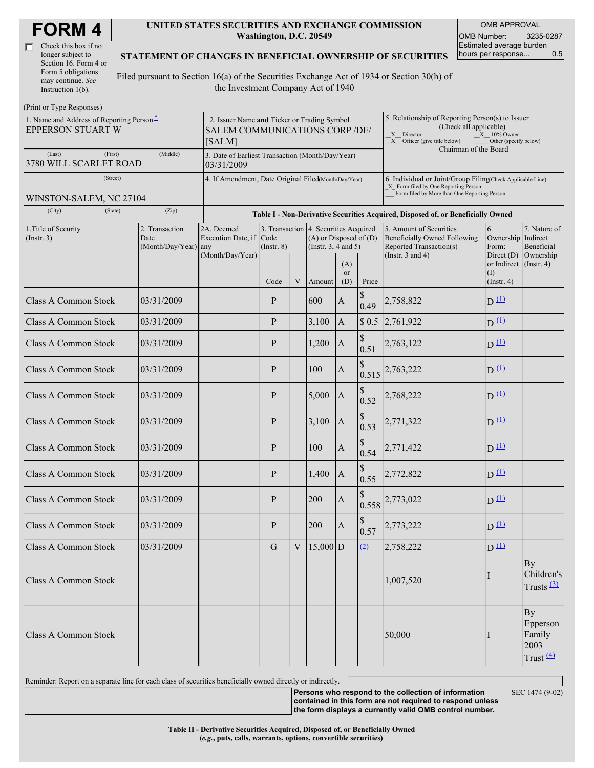# FORM 4

☐ Check this box if no longer subject to Section 16. Form 4 or Form 5 obligations may continue. *See* Instruction 1(b).

**UNITED STATES SECURITIES AND EXCHANGE COMMISSION**
**Washington, D.C. 20549**

**STATEMENT OF CHANGES IN BENEFICIAL OWNERSHIP OF SECURITIES**

Filed pursuant to Section 16(a) of the Securities Exchange Act of 1934 or Section 30(h) of the Investment Company Act of 1940

| OMB APPROVAL | |
|---|---|
| OMB Number: | 3235-0287 |
| Estimated average burden hours per response... | 0.5 |

(Print or Type Responses)

| 1. Name and Address of Reporting Person * | 2. Issuer Name and Ticker or Trading Symbol | 5. Relationship of Reporting Person(s) to Issuer (Check all applicable) |
|---|---|---|
| EPPERSON STUART W | SALEM COMMUNICATIONS CORP /DE/ [SALM] | _X_ Director _X_ 10% Owner _X_ Officer (give title below) ___ Other (specify below) |
| (Last) (First) (Middle) 3780 WILL SCARLET ROAD | 3. Date of Earliest Transaction (Month/Day/Year) 03/31/2009 | Chairman of the Board |
| (Street) WINSTON-SALEM, NC 27104 | 4. If Amendment, Date Original Filed(Month/Day/Year) | 6. Individual or Joint/Group Filing(Check Applicable Line) _X_ Form filed by One Reporting Person ___ Form filed by More than One Reporting Person |
| (City) (State) (Zip) | | |

**Table I - Non-Derivative Securities Acquired, Disposed of, or Beneficially Owned**

| 1.Title of Security (Instr. 3) | 2. Transaction Date (Month/Day/Year) | 2A. Deemed Execution Date, if any (Month/Day/Year) | 3. Transaction Code (Instr. 8) | | 4. Securities Acquired (A) or Disposed of (D) (Instr. 3, 4 and 5) | | | 5. Amount of Securities Beneficially Owned Following Reported Transaction(s) (Instr. 3 and 4) | 6. Ownership Form: Direct (D) or Indirect (I) (Instr. 4) | 7. Nature of Indirect Beneficial Ownership (Instr. 4) |
|---|---|---|---|---|---|---|---|---|---|---|
| | | | Code | V | Amount | (A) or (D) | Price | | | |
| Class A Common Stock | 03/31/2009 | | P | | 600 | A | $ 0.49 | 2,758,822 | D (1) | |
| Class A Common Stock | 03/31/2009 | | P | | 3,100 | A | $ 0.5 | 2,761,922 | D (1) | |
| Class A Common Stock | 03/31/2009 | | P | | 1,200 | A | $ 0.51 | 2,763,122 | D (1) | |
| Class A Common Stock | 03/31/2009 | | P | | 100 | A | $ 0.515 | 2,763,222 | D (1) | |
| Class A Common Stock | 03/31/2009 | | P | | 5,000 | A | $ 0.52 | 2,768,222 | D (1) | |
| Class A Common Stock | 03/31/2009 | | P | | 3,100 | A | $ 0.53 | 2,771,322 | D (1) | |
| Class A Common Stock | 03/31/2009 | | P | | 100 | A | $ 0.54 | 2,771,422 | D (1) | |
| Class A Common Stock | 03/31/2009 | | P | | 1,400 | A | $ 0.55 | 2,772,822 | D (1) | |
| Class A Common Stock | 03/31/2009 | | P | | 200 | A | $ 0.558 | 2,773,022 | D (1) | |
| Class A Common Stock | 03/31/2009 | | P | | 200 | A | $ 0.57 | 2,773,222 | D (1) | |
| Class A Common Stock | 03/31/2009 | | G | V | 15,000 | D | (2) | 2,758,222 | D (1) | |
| Class A Common Stock | | | | | | | | 1,007,520 | I | By Children's Trusts (3) |
| Class A Common Stock | | | | | | | | 50,000 | I | By Epperson Family 2003 Trust (4) |

Reminder: Report on a separate line for each class of securities beneficially owned directly or indirectly.

**Persons who respond to the collection of information contained in this form are not required to respond unless the form displays a currently valid OMB control number.**

SEC 1474 (9-02)

**Table II - Derivative Securities Acquired, Disposed of, or Beneficially Owned**
**(*e.g.*, puts, calls, warrants, options, convertible securities)**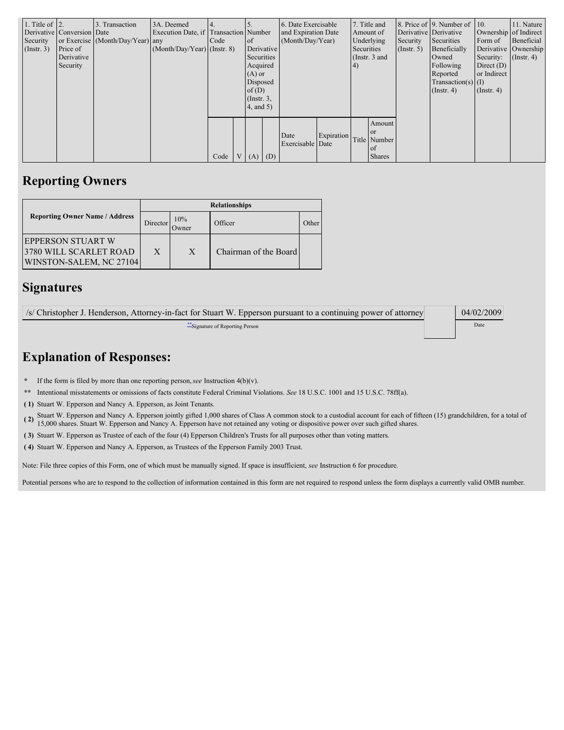| 1. Title of Derivative Security (Instr. 3) | 2. Conversion or Exercise Price of Derivative Security | 3. Transaction Date (Month/Day/Year) | 3A. Deemed Execution Date, if any (Month/Day/Year) | 4. Transaction Code (Instr. 8) | | 5. Number of Derivative Securities Acquired (A) or Disposed of (D) (Instr. 3, 4, and 5) | | 6. Date Exercisable and Expiration Date (Month/Day/Year) | | 7. Title and Amount of Underlying Securities (Instr. 3 and 4) | | 8. Price of Derivative Security (Instr. 5) | 9. Number of Derivative Securities Beneficially Owned Following Reported Transaction(s) (Instr. 4) | 10. Ownership Form of Derivative Security: Direct (D) or Indirect (I) (Instr. 4) | 11. Nature of Indirect Beneficial Ownership (Instr. 4) |
|---|---|---|---|---|---|---|---|---|---|---|---|---|---|---|---|
| | | | | Code | V | (A) | (D) | Date Exercisable | Expiration Date | Title | Amount or Number of Shares | | | | |

## Reporting Owners

| Reporting Owner Name / Address | Relationships | | | |
|---|---|---|---|---|
| | Director | 10% Owner | Officer | Other |
| EPPERSON STUART W<br>3780 WILL SCARLET ROAD<br>WINSTON-SALEM, NC 27104 | X | X | Chairman of the Board | |

## Signatures

| /s/ Christopher J. Henderson, Attorney-in-fact for Stuart W. Epperson pursuant to a continuing power of attorney | 04/02/2009 |
|---|---|
| **Signature of Reporting Person | Date |

## Explanation of Responses:

- \* If the form is filed by more than one reporting person, *see* Instruction 4(b)(v).
- \*\* Intentional misstatements or omissions of facts constitute Federal Criminal Violations. *See* 18 U.S.C. 1001 and 15 U.S.C. 78ff(a).
- ( 1) Stuart W. Epperson and Nancy A. Epperson, as Joint Tenants.
- ( 2) Stuart W. Epperson and Nancy A. Epperson jointly gifted 1,000 shares of Class A common stock to a custodial account for each of fifteen (15) grandchildren, for a total of 15,000 shares. Stuart W. Epperson and Nancy A. Epperson have not retained any voting or dispositive power over such gifted shares.
- ( 3) Stuart W. Epperson as Trustee of each of the four (4) Epperson Children's Trusts for all purposes other than voting matters.
- ( 4) Stuart W. Epperson and Nancy A. Epperson, as Trustees of the Epperson Family 2003 Trust.

Note: File three copies of this Form, one of which must be manually signed. If space is insufficient, *see* Instruction 6 for procedure.

Potential persons who are to respond to the collection of information contained in this form are not required to respond unless the form displays a currently valid OMB number.